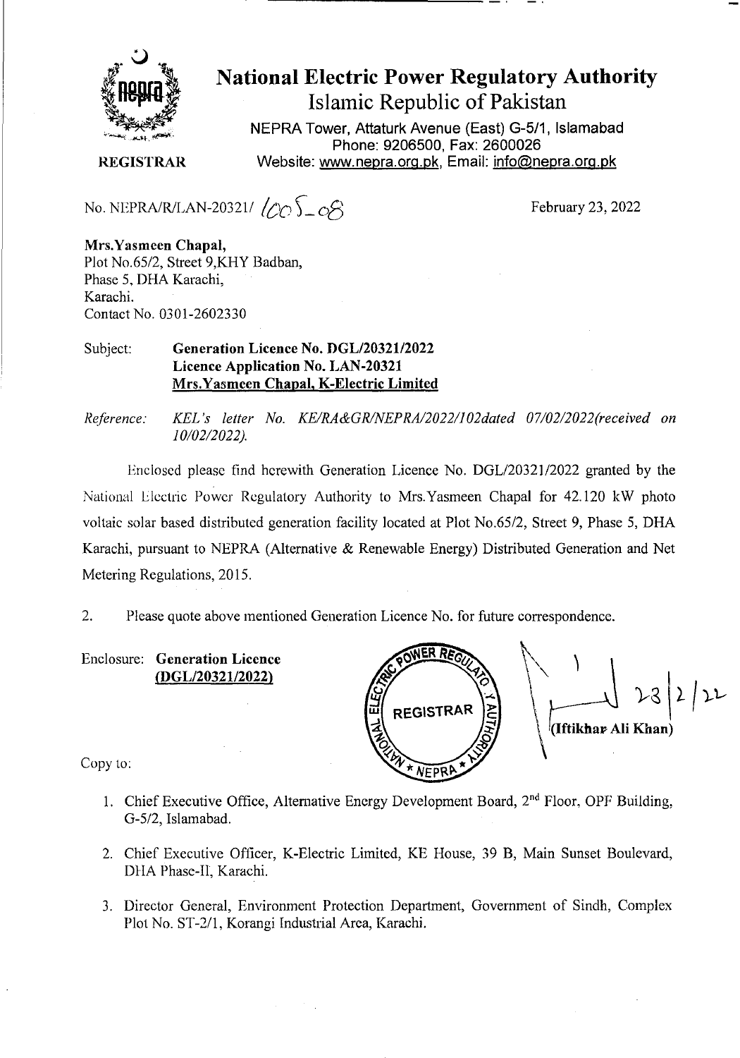# National Electric Power Regulatory Authority

## Islamic Republic of Pakistan

NEPRA Tower, Attaturk Avenue (East) G-5/1, Islamabad
Phone: 9206500, Fax: 2600026
Website: www.nepra.org.pk, Email: info@nepra.org.pk

**REGISTRAR**

No. NEPRA/R/LAN-20321/ 1005-08

February 23, 2022

**Mrs.Yasmeen Chapal,**
Plot No.65/2, Street 9,KHY Badban,
Phase 5, DHA Karachi,
Karachi.
Contact No. 0301-2602330

Subject: **Generation Licence No. DGL/20321/2022**
**Licence Application No. LAN-20321**
**Mrs.Yasmeen Chapal, K-Electric Limited**

*Reference: KEL's letter No. KE/RA&GR/NEPRA/2022/102dated 07/02/2022(received on 10/02/2022).*

Enclosed please find herewith Generation Licence No. DGL/20321/2022 granted by the National Electric Power Regulatory Authority to Mrs.Yasmeen Chapal for 42.120 kW photo voltaic solar based distributed generation facility located at Plot No.65/2, Street 9, Phase 5, DHA Karachi, pursuant to NEPRA (Alternative & Renewable Energy) Distributed Generation and Net Metering Regulations, 2015.

2. Please quote above mentioned Generation Licence No. for future correspondence.

Enclosure: **Generation Licence**
**(DGL/20321/2022)**

23/2/22
(Iftikhar Ali Khan)

Copy to:

1. Chief Executive Office, Alternative Energy Development Board, 2nd Floor, OPF Building, G-5/2, Islamabad.
2. Chief Executive Officer, K-Electric Limited, KE House, 39 B, Main Sunset Boulevard, DHA Phase-II, Karachi.
3. Director General, Environment Protection Department, Government of Sindh, Complex Plot No. ST-2/1, Korangi Industrial Area, Karachi.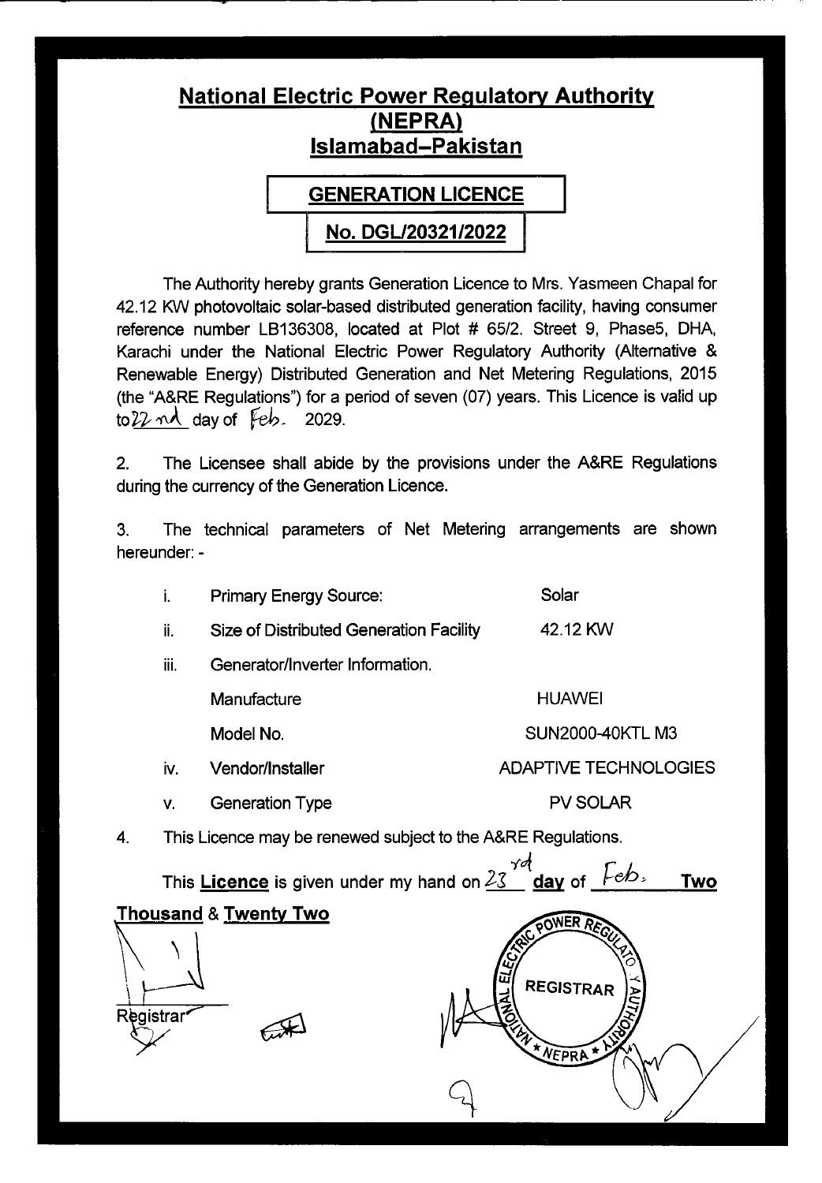# National Electric Power Regulatory Authority (NEPRA) Islamabad–Pakistan

## GENERATION LICENCE

## No. DGL/20321/2022

The Authority hereby grants Generation Licence to Mrs. Yasmeen Chapal for 42.12 KW photovoltaic solar-based distributed generation facility, having consumer reference number LB136308, located at Plot # 65/2. Street 9, Phase5, DHA, Karachi under the National Electric Power Regulatory Authority (Alternative & Renewable Energy) Distributed Generation and Net Metering Regulations, 2015 (the "A&RE Regulations") for a period of seven (07) years. This Licence is valid up to 22nd day of Feb. 2029.

2. The Licensee shall abide by the provisions under the A&RE Regulations during the currency of the Generation Licence.

3. The technical parameters of Net Metering arrangements are shown hereunder: -

| | | |
|---|---|---|
| i. | Primary Energy Source: | Solar |
| ii. | Size of Distributed Generation Facility | 42.12 KW |
| iii. | Generator/Inverter Information. | |
| | Manufacture | HUAWEI |
| | Model No. | SUN2000-40KTL M3 |
| iv. | Vendor/Installer | ADAPTIVE TECHNOLOGIES |
| v. | Generation Type | PV SOLAR |

4. This Licence may be renewed subject to the A&RE Regulations.

This **Licence** is given under my hand on 23rd **day** of Feb. **Two Thousand** & **Twenty Two**

Registrar

REGISTRAR
NATIONAL ELECTRIC POWER REGULATORY AUTHORITY
★ NEPRA ★